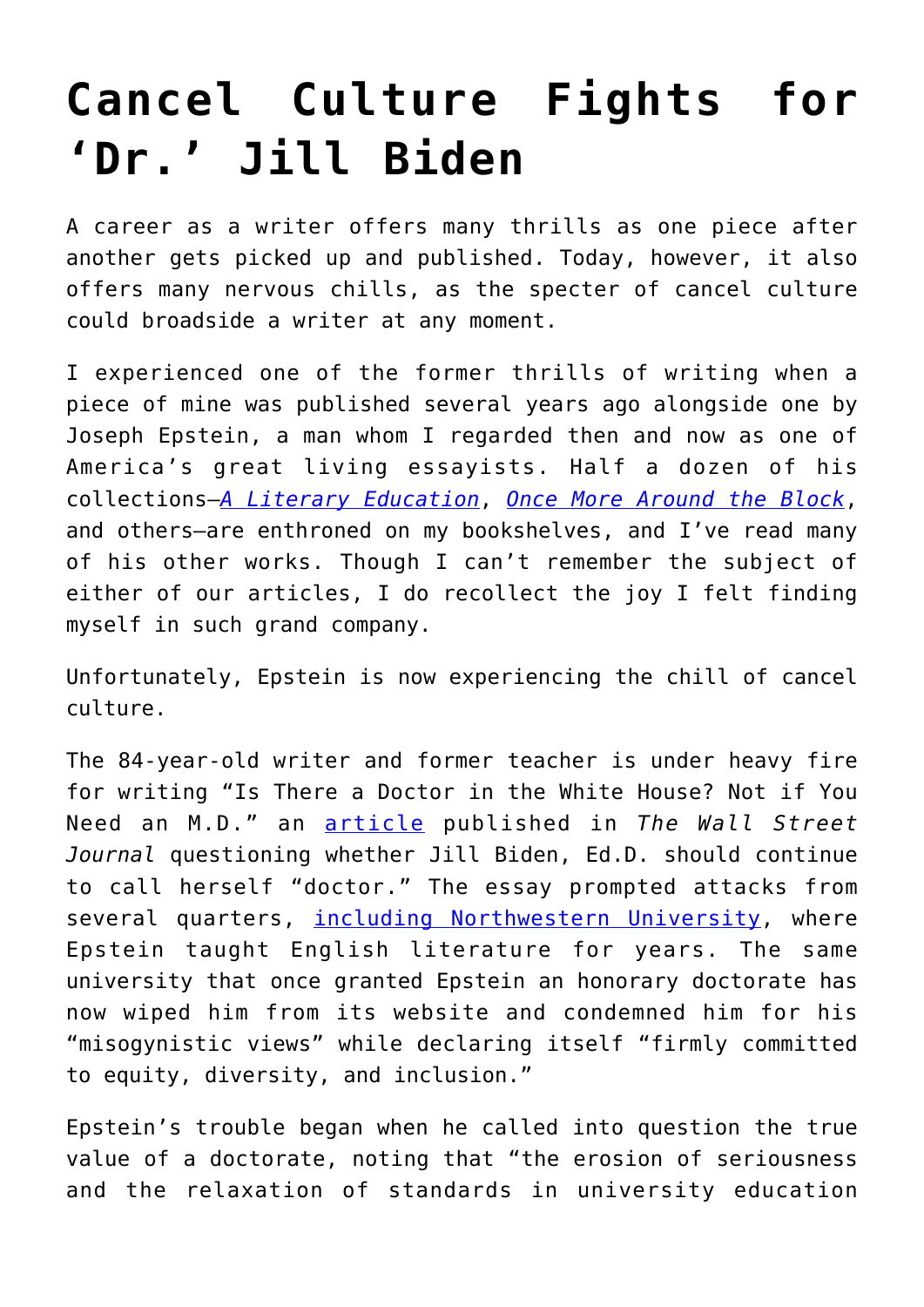# Cancel Culture Fights for 'Dr.' Jill Biden

A career as a writer offers many thrills as one piece after another gets picked up and published. Today, however, it also offers many nervous chills, as the specter of cancel culture could broadside a writer at any moment.

I experienced one of the former thrills of writing when a piece of mine was published several years ago alongside one by Joseph Epstein, a man whom I regarded then and now as one of America's great living essayists. Half a dozen of his collections—*A Literary Education*, *Once More Around the Block*, and others—are enthroned on my bookshelves, and I've read many of his other works. Though I can't remember the subject of either of our articles, I do recollect the joy I felt finding myself in such grand company.

Unfortunately, Epstein is now experiencing the chill of cancel culture.

The 84-year-old writer and former teacher is under heavy fire for writing "Is There a Doctor in the White House? Not if You Need an M.D." an article published in *The Wall Street Journal* questioning whether Jill Biden, Ed.D. should continue to call herself "doctor." The essay prompted attacks from several quarters, including Northwestern University, where Epstein taught English literature for years. The same university that once granted Epstein an honorary doctorate has now wiped him from its website and condemned him for his "misogynistic views" while declaring itself "firmly committed to equity, diversity, and inclusion."

Epstein's trouble began when he called into question the true value of a doctorate, noting that "the erosion of seriousness and the relaxation of standards in university education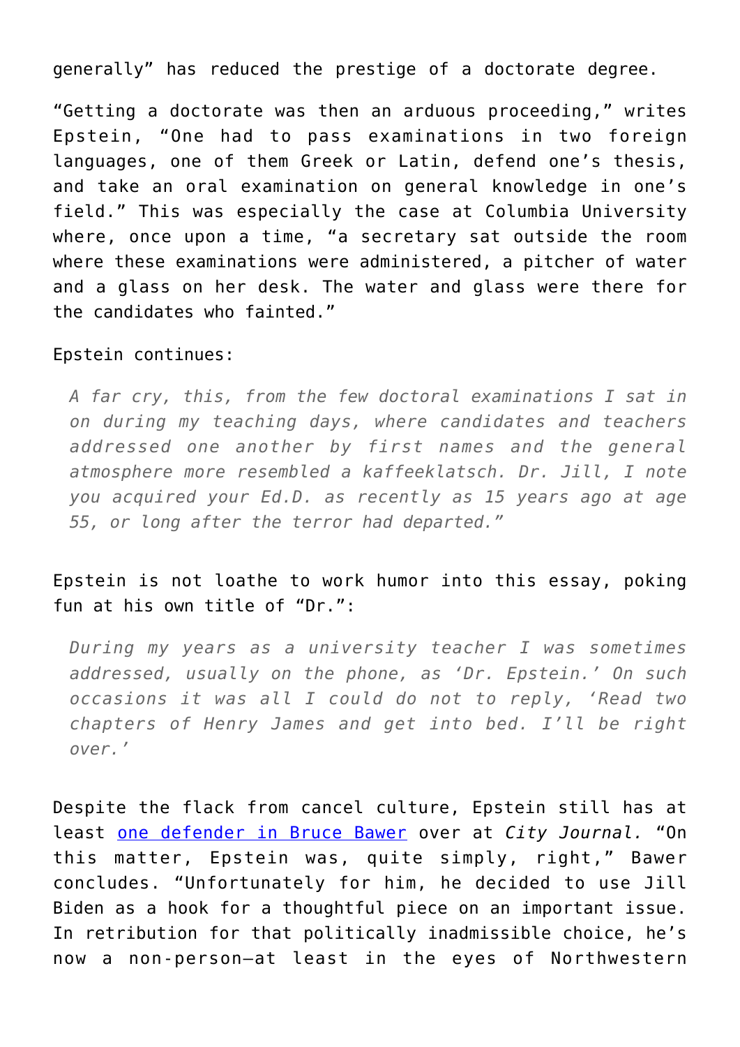generally" has reduced the prestige of a doctorate degree.

"Getting a doctorate was then an arduous proceeding," writes Epstein, "One had to pass examinations in two foreign languages, one of them Greek or Latin, defend one's thesis, and take an oral examination on general knowledge in one's field." This was especially the case at Columbia University where, once upon a time, "a secretary sat outside the room where these examinations were administered, a pitcher of water and a glass on her desk. The water and glass were there for the candidates who fainted."

Epstein continues:

> *A far cry, this, from the few doctoral examinations I sat in on during my teaching days, where candidates and teachers addressed one another by first names and the general atmosphere more resembled a kaffeeklatsch. Dr. Jill, I note you acquired your Ed.D. as recently as 15 years ago at age 55, or long after the terror had departed."*

Epstein is not loathe to work humor into this essay, poking fun at his own title of "Dr.":

> *During my years as a university teacher I was sometimes addressed, usually on the phone, as 'Dr. Epstein.' On such occasions it was all I could do not to reply, 'Read two chapters of Henry James and get into bed. I'll be right over.'*

Despite the flack from cancel culture, Epstein still has at least [one defender in Bruce Bawer](#) over at *City Journal.* "On this matter, Epstein was, quite simply, right," Bawer concludes. "Unfortunately for him, he decided to use Jill Biden as a hook for a thoughtful piece on an important issue. In retribution for that politically inadmissible choice, he's now a non-person—at least in the eyes of Northwestern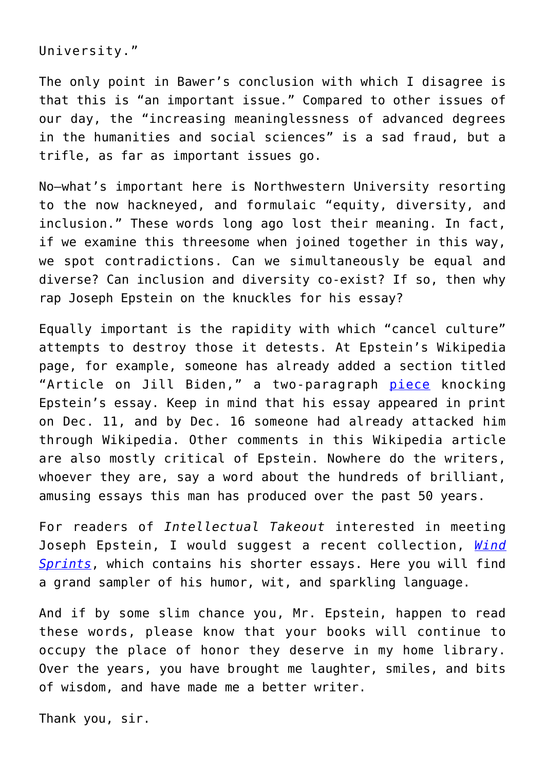University."

The only point in Bawer's conclusion with which I disagree is that this is "an important issue." Compared to other issues of our day, the "increasing meaninglessness of advanced degrees in the humanities and social sciences" is a sad fraud, but a trifle, as far as important issues go.

No—what's important here is Northwestern University resorting to the now hackneyed, and formulaic "equity, diversity, and inclusion." These words long ago lost their meaning. In fact, if we examine this threesome when joined together in this way, we spot contradictions. Can we simultaneously be equal and diverse? Can inclusion and diversity co-exist? If so, then why rap Joseph Epstein on the knuckles for his essay?

Equally important is the rapidity with which "cancel culture" attempts to destroy those it detests. At Epstein's Wikipedia page, for example, someone has already added a section titled "Article on Jill Biden," a two-paragraph piece knocking Epstein's essay. Keep in mind that his essay appeared in print on Dec. 11, and by Dec. 16 someone had already attacked him through Wikipedia. Other comments in this Wikipedia article are also mostly critical of Epstein. Nowhere do the writers, whoever they are, say a word about the hundreds of brilliant, amusing essays this man has produced over the past 50 years.

For readers of *Intellectual Takeout* interested in meeting Joseph Epstein, I would suggest a recent collection, *Wind Sprints*, which contains his shorter essays. Here you will find a grand sampler of his humor, wit, and sparkling language.

And if by some slim chance you, Mr. Epstein, happen to read these words, please know that your books will continue to occupy the place of honor they deserve in my home library. Over the years, you have brought me laughter, smiles, and bits of wisdom, and have made me a better writer.

Thank you, sir.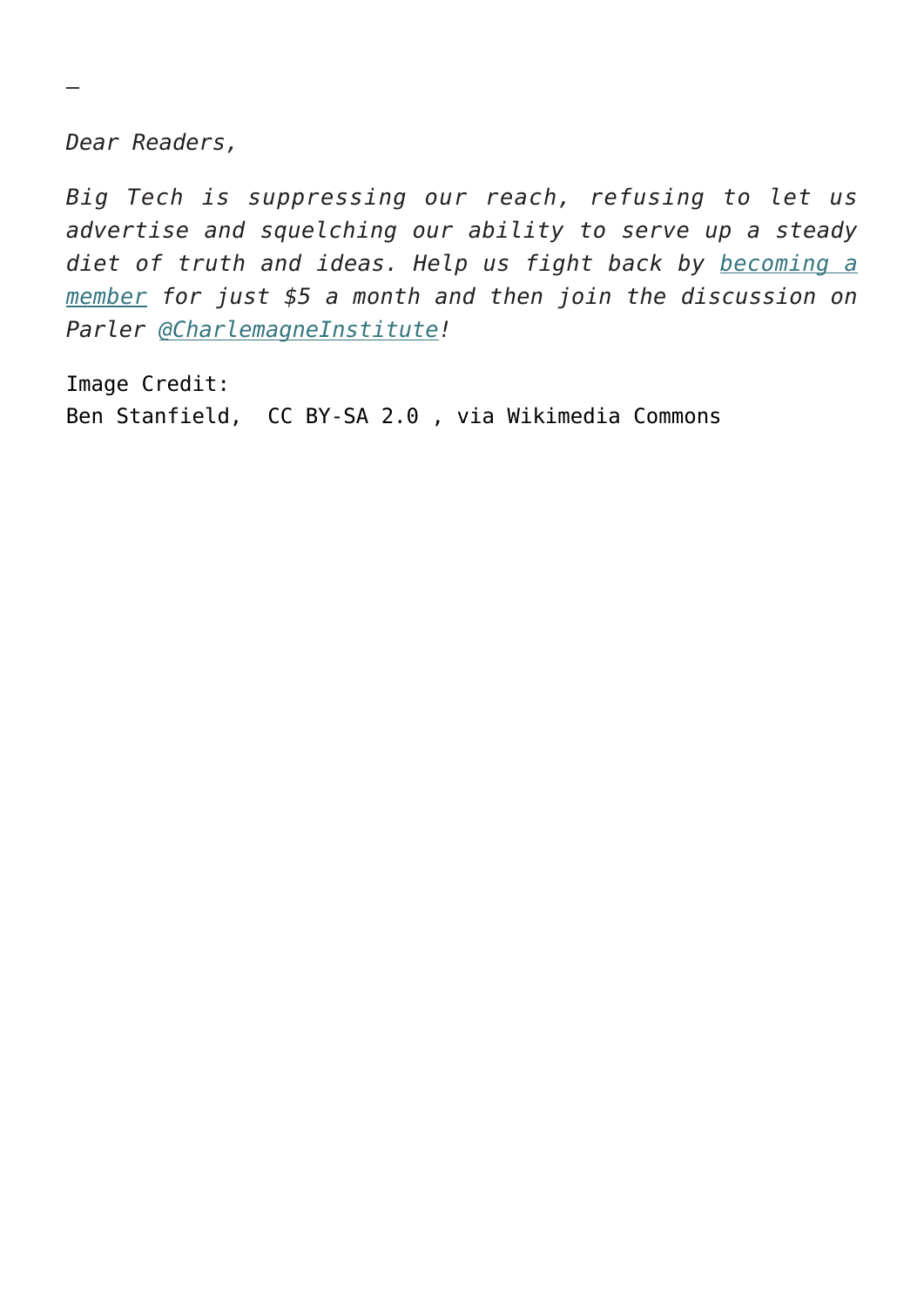—

*Dear Readers,*

*Big Tech is suppressing our reach, refusing to let us advertise and squelching our ability to serve up a steady diet of truth and ideas. Help us fight back by [becoming a member]() for just $5 a month and then join the discussion on Parler [@CharlemagneInstitute]()!*

Image Credit:
Ben Stanfield, CC BY-SA 2.0 , via Wikimedia Commons